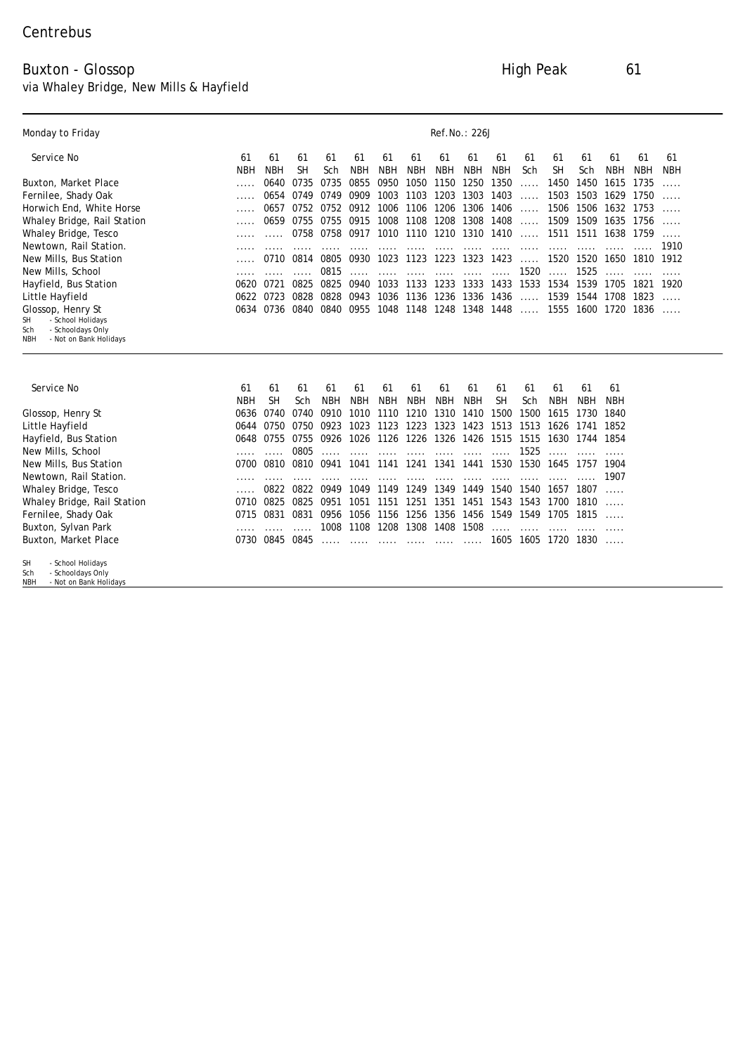Centrebus

# Buxton - Glossop

via Whaley Bridge, New Mills & Hayfield

High Peak 61

Monday to Friday

Ref.No.: 226J

| Service No | 61 | 61 | 61 | 61 | 61 | 61 | 61 | 61 | 61 | 61 | 61 | 61 | 61 | 61 | 61 | 61 |
|---|---|---|---|---|---|---|---|---|---|---|---|---|---|---|---|---|
| | NBH | NBH | SH | Sch | NBH | NBH | NBH | NBH | NBH | NBH | Sch | SH | Sch | NBH | NBH | NBH |
| Buxton, Market Place | ..... | 0640 | 0735 | 0735 | 0855 | 0950 | 1050 | 1150 | 1250 | 1350 | ..... | 1450 | 1450 | 1615 | 1735 | ..... |
| Fernilee, Shady Oak | ..... | 0654 | 0749 | 0749 | 0909 | 1003 | 1103 | 1203 | 1303 | 1403 | ..... | 1503 | 1503 | 1629 | 1750 | ..... |
| Horwich End, White Horse | ..... | 0657 | 0752 | 0752 | 0912 | 1006 | 1106 | 1206 | 1306 | 1406 | ..... | 1506 | 1506 | 1632 | 1753 | ..... |
| Whaley Bridge, Rail Station | ..... | 0659 | 0755 | 0755 | 0915 | 1008 | 1108 | 1208 | 1308 | 1408 | ..... | 1509 | 1509 | 1635 | 1756 | ..... |
| Whaley Bridge, Tesco | ..... | ..... | 0758 | 0758 | 0917 | 1010 | 1110 | 1210 | 1310 | 1410 | ..... | 1511 | 1511 | 1638 | 1759 | ..... |
| Newtown, Rail Station. | ..... | ..... | ..... | ..... | ..... | ..... | ..... | ..... | ..... | ..... | ..... | ..... | ..... | ..... | ..... | 1910 |
| New Mills, Bus Station | ..... | 0710 | 0814 | 0805 | 0930 | 1023 | 1123 | 1223 | 1323 | 1423 | ..... | 1520 | 1520 | 1650 | 1810 | 1912 |
| New Mills, School | ..... | ..... | ..... | 0815 | ..... | ..... | ..... | ..... | ..... | ..... | 1520 | ..... | 1525 | ..... | ..... | ..... |
| Hayfield, Bus Station | 0620 | 0721 | 0825 | 0825 | 0940 | 1033 | 1133 | 1233 | 1333 | 1433 | 1533 | 1534 | 1539 | 1705 | 1821 | 1920 |
| Little Hayfield | 0622 | 0723 | 0828 | 0828 | 0943 | 1036 | 1136 | 1236 | 1336 | 1436 | ..... | 1539 | 1544 | 1708 | 1823 | ..... |
| Glossop, Henry St | 0634 | 0736 | 0840 | 0840 | 0955 | 1048 | 1148 | 1248 | 1348 | 1448 | ..... | 1555 | 1600 | 1720 | 1836 | ..... |

SH - School Holidays
Sch - Schooldays Only
NBH - Not on Bank Holidays

| Service No | 61 | 61 | 61 | 61 | 61 | 61 | 61 | 61 | 61 | 61 | 61 | 61 | 61 | 61 |
|---|---|---|---|---|---|---|---|---|---|---|---|---|---|---|
| | NBH | SH | Sch | NBH | NBH | NBH | NBH | NBH | NBH | SH | Sch | NBH | NBH | NBH |
| Glossop, Henry St | 0636 | 0740 | 0740 | 0910 | 1010 | 1110 | 1210 | 1310 | 1410 | 1500 | 1500 | 1615 | 1730 | 1840 |
| Little Hayfield | 0644 | 0750 | 0750 | 0923 | 1023 | 1123 | 1223 | 1323 | 1423 | 1513 | 1513 | 1626 | 1741 | 1852 |
| Hayfield, Bus Station | 0648 | 0755 | 0755 | 0926 | 1026 | 1126 | 1226 | 1326 | 1426 | 1515 | 1515 | 1630 | 1744 | 1854 |
| New Mills, School | ..... | ..... | 0805 | ..... | ..... | ..... | ..... | ..... | ..... | ..... | 1525 | ..... | ..... | ..... |
| New Mills, Bus Station | 0700 | 0810 | 0810 | 0941 | 1041 | 1141 | 1241 | 1341 | 1441 | 1530 | 1530 | 1645 | 1757 | 1904 |
| Newtown, Rail Station. | ..... | ..... | ..... | ..... | ..... | ..... | ..... | ..... | ..... | ..... | ..... | ..... | ..... | 1907 |
| Whaley Bridge, Tesco | ..... | 0822 | 0822 | 0949 | 1049 | 1149 | 1249 | 1349 | 1449 | 1540 | 1540 | 1657 | 1807 | ..... |
| Whaley Bridge, Rail Station | 0710 | 0825 | 0825 | 0951 | 1051 | 1151 | 1251 | 1351 | 1451 | 1543 | 1543 | 1700 | 1810 | ..... |
| Fernilee, Shady Oak | 0715 | 0831 | 0831 | 0956 | 1056 | 1156 | 1256 | 1356 | 1456 | 1549 | 1549 | 1705 | 1815 | ..... |
| Buxton, Sylvan Park | ..... | ..... | ..... | 1008 | 1108 | 1208 | 1308 | 1408 | 1508 | ..... | ..... | ..... | ..... | ..... |
| Buxton, Market Place | 0730 | 0845 | 0845 | ..... | ..... | ..... | ..... | ..... | ..... | 1605 | 1605 | 1720 | 1830 | ..... |

SH - School Holidays
Sch - Schooldays Only
NBH - Not on Bank Holidays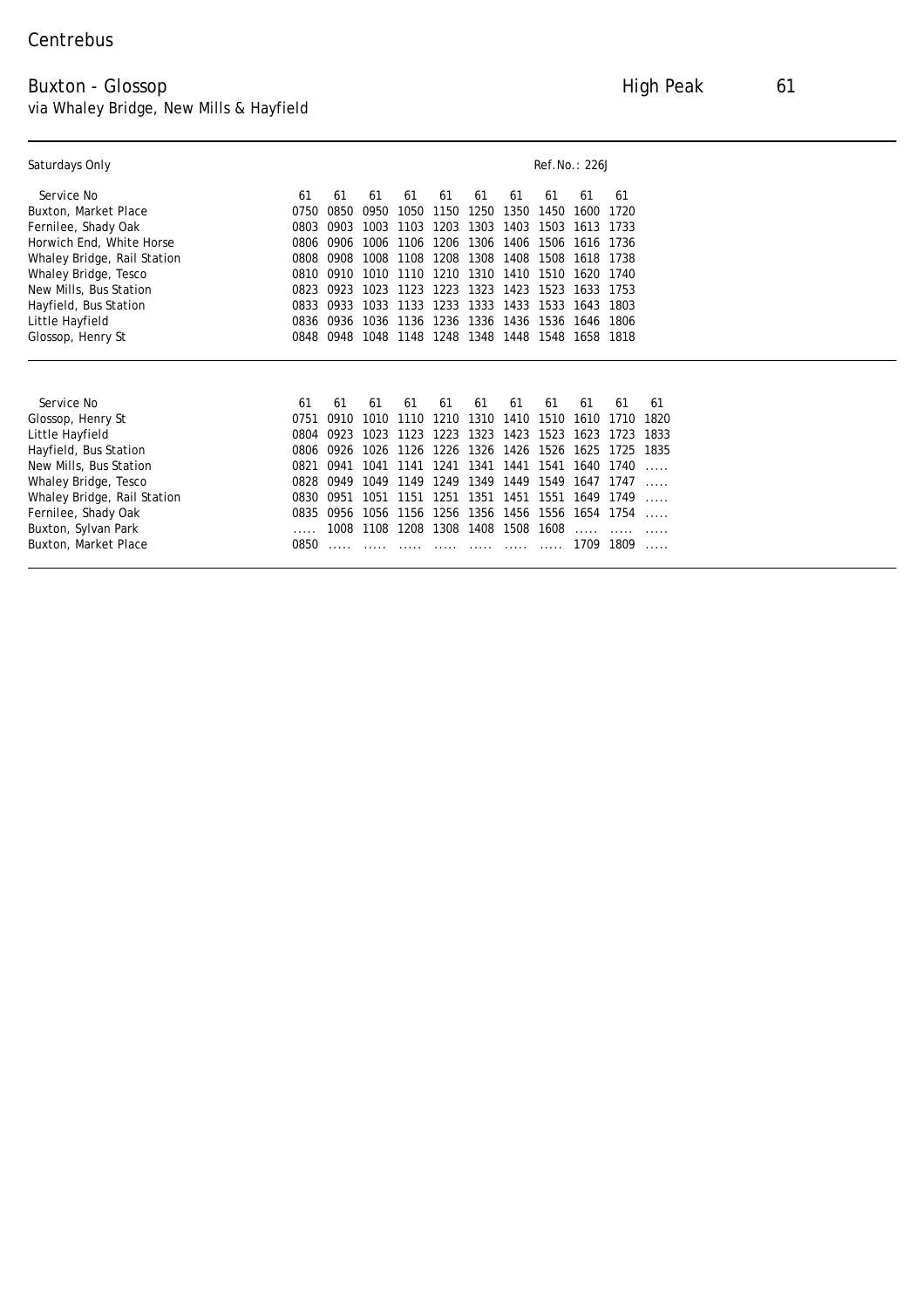Centrebus

# Buxton - Glossop

via Whaley Bridge, New Mills & Hayfield

High Peak 61

Saturdays Only

Ref.No.: 226J

| Service No | 61 | 61 | 61 | 61 | 61 | 61 | 61 | 61 | 61 | 61 |
|---|---|---|---|---|---|---|---|---|---|---|
| Buxton, Market Place | 0750 | 0850 | 0950 | 1050 | 1150 | 1250 | 1350 | 1450 | 1600 | 1720 |
| Fernilee, Shady Oak | 0803 | 0903 | 1003 | 1103 | 1203 | 1303 | 1403 | 1503 | 1613 | 1733 |
| Horwich End, White Horse | 0806 | 0906 | 1006 | 1106 | 1206 | 1306 | 1406 | 1506 | 1616 | 1736 |
| Whaley Bridge, Rail Station | 0808 | 0908 | 1008 | 1108 | 1208 | 1308 | 1408 | 1508 | 1618 | 1738 |
| Whaley Bridge, Tesco | 0810 | 0910 | 1010 | 1110 | 1210 | 1310 | 1410 | 1510 | 1620 | 1740 |
| New Mills, Bus Station | 0823 | 0923 | 1023 | 1123 | 1223 | 1323 | 1423 | 1523 | 1633 | 1753 |
| Hayfield, Bus Station | 0833 | 0933 | 1033 | 1133 | 1233 | 1333 | 1433 | 1533 | 1643 | 1803 |
| Little Hayfield | 0836 | 0936 | 1036 | 1136 | 1236 | 1336 | 1436 | 1536 | 1646 | 1806 |
| Glossop, Henry St | 0848 | 0948 | 1048 | 1148 | 1248 | 1348 | 1448 | 1548 | 1658 | 1818 |

| Service No | 61 | 61 | 61 | 61 | 61 | 61 | 61 | 61 | 61 | 61 | 61 |
|---|---|---|---|---|---|---|---|---|---|---|---|
| Glossop, Henry St | 0751 | 0910 | 1010 | 1110 | 1210 | 1310 | 1410 | 1510 | 1610 | 1710 | 1820 |
| Little Hayfield | 0804 | 0923 | 1023 | 1123 | 1223 | 1323 | 1423 | 1523 | 1623 | 1723 | 1833 |
| Hayfield, Bus Station | 0806 | 0926 | 1026 | 1126 | 1226 | 1326 | 1426 | 1526 | 1625 | 1725 | 1835 |
| New Mills, Bus Station | 0821 | 0941 | 1041 | 1141 | 1241 | 1341 | 1441 | 1541 | 1640 | 1740 | ..... |
| Whaley Bridge, Tesco | 0828 | 0949 | 1049 | 1149 | 1249 | 1349 | 1449 | 1549 | 1647 | 1747 | ..... |
| Whaley Bridge, Rail Station | 0830 | 0951 | 1051 | 1151 | 1251 | 1351 | 1451 | 1551 | 1649 | 1749 | ..... |
| Fernilee, Shady Oak | 0835 | 0956 | 1056 | 1156 | 1256 | 1356 | 1456 | 1556 | 1654 | 1754 | ..... |
| Buxton, Sylvan Park | ..... | 1008 | 1108 | 1208 | 1308 | 1408 | 1508 | 1608 | ..... | ..... | ..... |
| Buxton, Market Place | 0850 | ..... | ..... | ..... | ..... | ..... | ..... | ..... | 1709 | 1809 | ..... |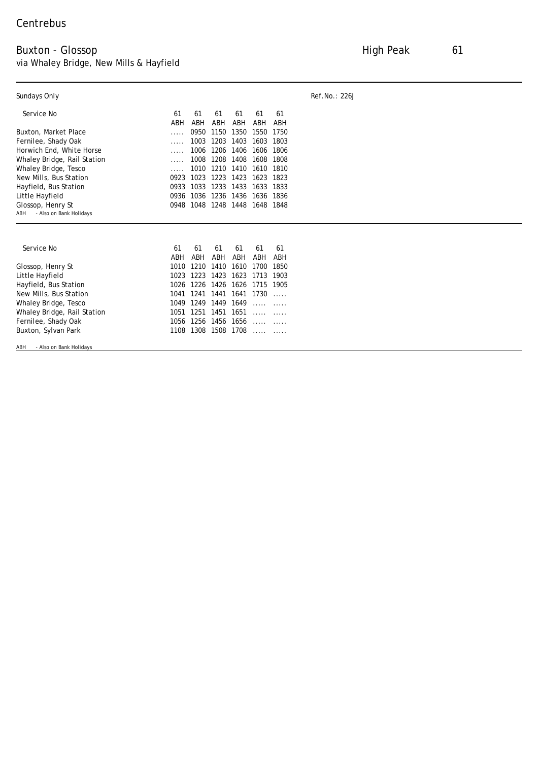Centrebus

# Buxton - Glossop

via Whaley Bridge, New Mills & Hayfield

High Peak 61

Sundays Only

Ref.No.: 226J

| Service No | 61 | 61 | 61 | 61 | 61 | 61 |
|---|---|---|---|---|---|---|
| | ABH | ABH | ABH | ABH | ABH | ABH |
| Buxton, Market Place | ..... | 0950 | 1150 | 1350 | 1550 | 1750 |
| Fernilee, Shady Oak | ..... | 1003 | 1203 | 1403 | 1603 | 1803 |
| Horwich End, White Horse | ..... | 1006 | 1206 | 1406 | 1606 | 1806 |
| Whaley Bridge, Rail Station | ..... | 1008 | 1208 | 1408 | 1608 | 1808 |
| Whaley Bridge, Tesco | ..... | 1010 | 1210 | 1410 | 1610 | 1810 |
| New Mills, Bus Station | 0923 | 1023 | 1223 | 1423 | 1623 | 1823 |
| Hayfield, Bus Station | 0933 | 1033 | 1233 | 1433 | 1633 | 1833 |
| Little Hayfield | 0936 | 1036 | 1236 | 1436 | 1636 | 1836 |
| Glossop, Henry St | 0948 | 1048 | 1248 | 1448 | 1648 | 1848 |

ABH - Also on Bank Holidays

| Service No | 61 | 61 | 61 | 61 | 61 | 61 |
|---|---|---|---|---|---|---|
| | ABH | ABH | ABH | ABH | ABH | ABH |
| Glossop, Henry St | 1010 | 1210 | 1410 | 1610 | 1700 | 1850 |
| Little Hayfield | 1023 | 1223 | 1423 | 1623 | 1713 | 1903 |
| Hayfield, Bus Station | 1026 | 1226 | 1426 | 1626 | 1715 | 1905 |
| New Mills, Bus Station | 1041 | 1241 | 1441 | 1641 | 1730 | ..... |
| Whaley Bridge, Tesco | 1049 | 1249 | 1449 | 1649 | ..... | ..... |
| Whaley Bridge, Rail Station | 1051 | 1251 | 1451 | 1651 | ..... | ..... |
| Fernilee, Shady Oak | 1056 | 1256 | 1456 | 1656 | ..... | ..... |
| Buxton, Sylvan Park | 1108 | 1308 | 1508 | 1708 | ..... | ..... |

ABH - Also on Bank Holidays